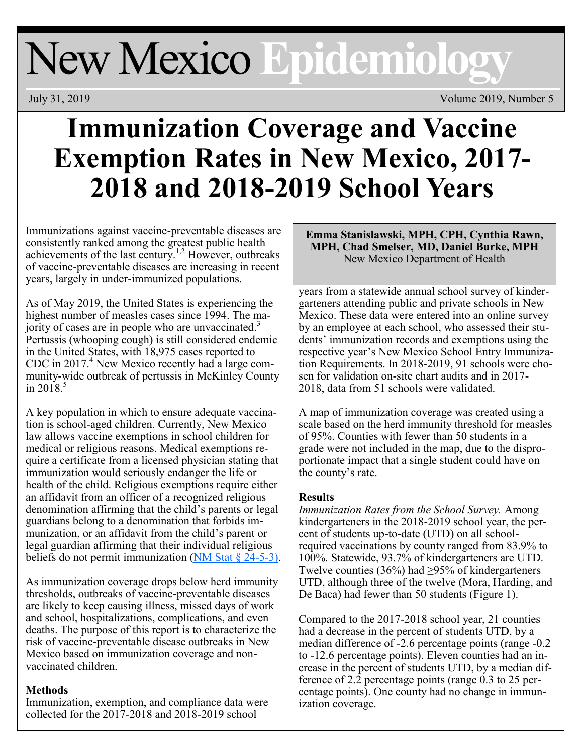# New Mexico Epidemiology

July 31, 2019 Volume 2019, Number 5

# Immunization Coverage and Vaccine Exemption Rates in New Mexico, 2017-2018 and 2018-2019 School Years

**Emma Stanislawski, MPH, CPH, Cynthia Rawn, MPH, Chad Smelser, MD, Daniel Burke, MPH**
New Mexico Department of Health

Immunizations against vaccine-preventable diseases are consistently ranked among the greatest public health achievements of the last century.[1,2] However, outbreaks of vaccine-preventable diseases are increasing in recent years, largely in under-immunized populations.

As of May 2019, the United States is experiencing the highest number of measles cases since 1994. The majority of cases are in people who are unvaccinated.[3] Pertussis (whooping cough) is still considered endemic in the United States, with 18,975 cases reported to CDC in 2017.[4] New Mexico recently had a large community-wide outbreak of pertussis in McKinley County in 2018.[5]

A key population in which to ensure adequate vaccination is school-aged children. Currently, New Mexico law allows vaccine exemptions in school children for medical or religious reasons. Medical exemptions require a certificate from a licensed physician stating that immunization would seriously endanger the life or health of the child. Religious exemptions require either an affidavit from an officer of a recognized religious denomination affirming that the child's parents or legal guardians belong to a denomination that forbids immunization, or an affidavit from the child's parent or legal guardian affirming that their individual religious beliefs do not permit immunization ([NM Stat § 24-5-3](NM Stat § 24-5-3)).

As immunization coverage drops below herd immunity thresholds, outbreaks of vaccine-preventable diseases are likely to keep causing illness, missed days of work and school, hospitalizations, complications, and even deaths. The purpose of this report is to characterize the risk of vaccine-preventable disease outbreaks in New Mexico based on immunization coverage and non-vaccinated children.

### Methods

Immunization, exemption, and compliance data were collected for the 2017-2018 and 2018-2019 school years from a statewide annual school survey of kindergarteners attending public and private schools in New Mexico. These data were entered into an online survey by an employee at each school, who assessed their students' immunization records and exemptions using the respective year's New Mexico School Entry Immunization Requirements. In 2018-2019, 91 schools were chosen for validation on-site chart audits and in 2017-2018, data from 51 schools were validated.

A map of immunization coverage was created using a scale based on the herd immunity threshold for measles of 95%. Counties with fewer than 50 students in a grade were not included in the map, due to the disproportionate impact that a single student could have on the county's rate.

### Results

*Immunization Rates from the School Survey.* Among kindergarteners in the 2018-2019 school year, the percent of students up-to-date (UTD) on all school-required vaccinations by county ranged from 83.9% to 100%. Statewide, 93.7% of kindergarteners are UTD. Twelve counties (36%) had ≥95% of kindergarteners UTD, although three of the twelve (Mora, Harding, and De Baca) had fewer than 50 students (Figure 1).

Compared to the 2017-2018 school year, 21 counties had a decrease in the percent of students UTD, by a median difference of -2.6 percentage points (range -0.2 to -12.6 percentage points). Eleven counties had an increase in the percent of students UTD, by a median difference of 2.2 percentage points (range 0.3 to 25 percentage points). One county had no change in immunization coverage.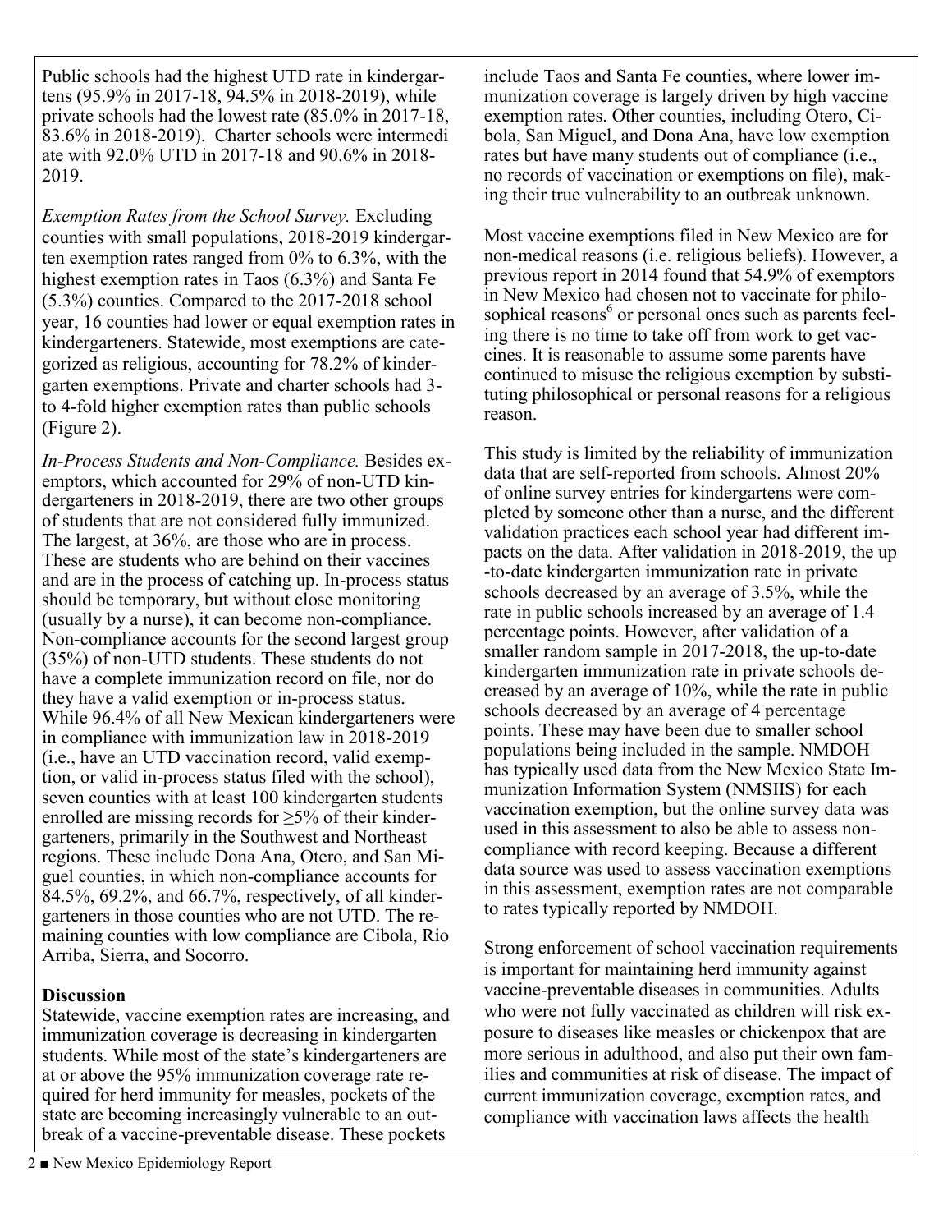Public schools had the highest UTD rate in kindergartens (95.9% in 2017-18, 94.5% in 2018-2019), while private schools had the lowest rate (85.0% in 2017-18, 83.6% in 2018-2019). Charter schools were intermediate with 92.0% UTD in 2017-18 and 90.6% in 2018-2019.

*Exemption Rates from the School Survey.* Excluding counties with small populations, 2018-2019 kindergarten exemption rates ranged from 0% to 6.3%, with the highest exemption rates in Taos (6.3%) and Santa Fe (5.3%) counties. Compared to the 2017-2018 school year, 16 counties had lower or equal exemption rates in kindergarteners. Statewide, most exemptions are categorized as religious, accounting for 78.2% of kindergarten exemptions. Private and charter schools had 3- to 4-fold higher exemption rates than public schools (Figure 2).

*In-Process Students and Non-Compliance.* Besides exemptors, which accounted for 29% of non-UTD kindergarteners in 2018-2019, there are two other groups of students that are not considered fully immunized. The largest, at 36%, are those who are in process. These are students who are behind on their vaccines and are in the process of catching up. In-process status should be temporary, but without close monitoring (usually by a nurse), it can become non-compliance. Non-compliance accounts for the second largest group (35%) of non-UTD students. These students do not have a complete immunization record on file, nor do they have a valid exemption or in-process status. While 96.4% of all New Mexican kindergarteners were in compliance with immunization law in 2018-2019 (i.e., have an UTD vaccination record, valid exemption, or valid in-process status filed with the school), seven counties with at least 100 kindergarten students enrolled are missing records for ≥5% of their kindergarteners, primarily in the Southwest and Northeast regions. These include Dona Ana, Otero, and San Miguel counties, in which non-compliance accounts for 84.5%, 69.2%, and 66.7%, respectively, of all kindergarteners in those counties who are not UTD. The remaining counties with low compliance are Cibola, Rio Arriba, Sierra, and Socorro.

**Discussion**

Statewide, vaccine exemption rates are increasing, and immunization coverage is decreasing in kindergarten students. While most of the state's kindergarteners are at or above the 95% immunization coverage rate required for herd immunity for measles, pockets of the state are becoming increasingly vulnerable to an outbreak of a vaccine-preventable disease. These pockets include Taos and Santa Fe counties, where lower immunization coverage is largely driven by high vaccine exemption rates. Other counties, including Otero, Cibola, San Miguel, and Dona Ana, have low exemption rates but have many students out of compliance (i.e., no records of vaccination or exemptions on file), making their true vulnerability to an outbreak unknown.

Most vaccine exemptions filed in New Mexico are for non-medical reasons (i.e. religious beliefs). However, a previous report in 2014 found that 54.9% of exemptors in New Mexico had chosen not to vaccinate for philosophical reasons[6] or personal ones such as parents feeling there is no time to take off from work to get vaccines. It is reasonable to assume some parents have continued to misuse the religious exemption by substituting philosophical or personal reasons for a religious reason.

This study is limited by the reliability of immunization data that are self-reported from schools. Almost 20% of online survey entries for kindergartens were completed by someone other than a nurse, and the different validation practices each school year had different impacts on the data. After validation in 2018-2019, the up-to-date kindergarten immunization rate in private schools decreased by an average of 3.5%, while the rate in public schools increased by an average of 1.4 percentage points. However, after validation of a smaller random sample in 2017-2018, the up-to-date kindergarten immunization rate in private schools decreased by an average of 10%, while the rate in public schools decreased by an average of 4 percentage points. These may have been due to smaller school populations being included in the sample. NMDOH has typically used data from the New Mexico State Immunization Information System (NMSIIS) for each vaccination exemption, but the online survey data was used in this assessment to also be able to assess non-compliance with record keeping. Because a different data source was used to assess vaccination exemptions in this assessment, exemption rates are not comparable to rates typically reported by NMDOH.

Strong enforcement of school vaccination requirements is important for maintaining herd immunity against vaccine-preventable diseases in communities. Adults who were not fully vaccinated as children will risk exposure to diseases like measles or chickenpox that are more serious in adulthood, and also put their own families and communities at risk of disease. The impact of current immunization coverage, exemption rates, and compliance with vaccination laws affects the health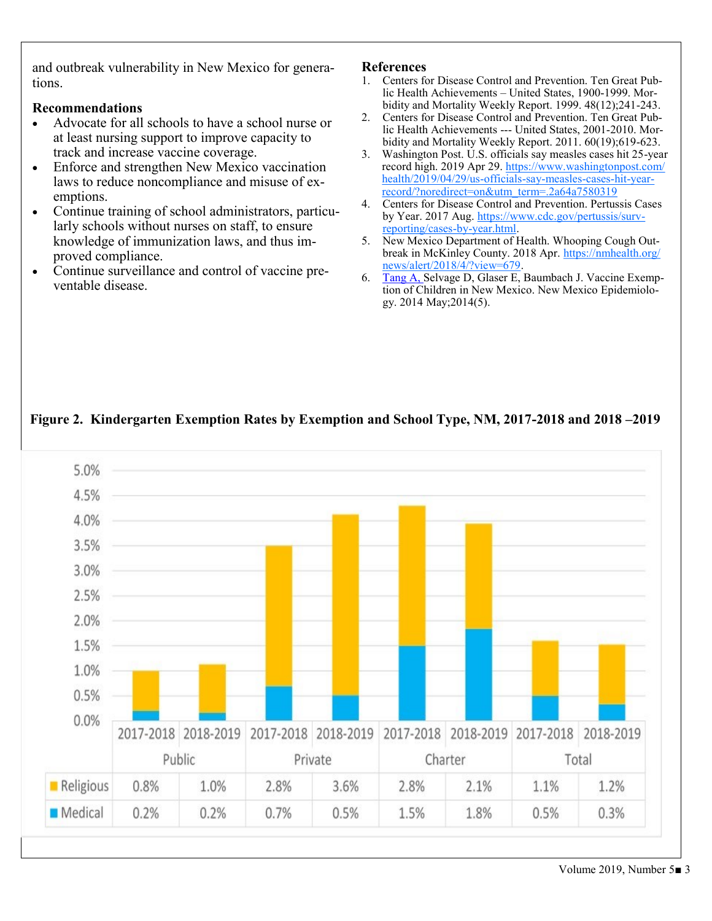and outbreak vulnerability in New Mexico for generations.

### Recommendations

- Advocate for all schools to have a school nurse or at least nursing support to improve capacity to track and increase vaccine coverage.
- Enforce and strengthen New Mexico vaccination laws to reduce noncompliance and misuse of exemptions.
- Continue training of school administrators, particularly schools without nurses on staff, to ensure knowledge of immunization laws, and thus improved compliance.
- Continue surveillance and control of vaccine preventable disease.

### References

1. Centers for Disease Control and Prevention. Ten Great Public Health Achievements – United States, 1900-1999. Morbidity and Mortality Weekly Report. 1999. 48(12);241-243.
2. Centers for Disease Control and Prevention. Ten Great Public Health Achievements --- United States, 2001-2010. Morbidity and Mortality Weekly Report. 2011. 60(19);619-623.
3. Washington Post. U.S. officials say measles cases hit 25-year record high. 2019 Apr 29. https://www.washingtonpost.com/health/2019/04/29/us-officials-say-measles-cases-hit-year-record/?noredirect=on&utm_term=.2a64a7580319
4. Centers for Disease Control and Prevention. Pertussis Cases by Year. 2017 Aug. https://www.cdc.gov/pertussis/surv-reporting/cases-by-year.html.
5. New Mexico Department of Health. Whooping Cough Outbreak in McKinley County. 2018 Apr. https://nmhealth.org/news/alert/2018/4/?view=679.
6. Tang A, Selvage D, Glaser E, Baumbach J. Vaccine Exemption of Children in New Mexico. New Mexico Epidemiology. 2014 May;2014(5).

**Figure 2. Kindergarten Exemption Rates by Exemption and School Type, NM, 2017-2018 and 2018 –2019**

| | Public | | Private | | Charter | | Total | |
|---|---|---|---|---|---|---|---|---|
| | 2017-2018 | 2018-2019 | 2017-2018 | 2018-2019 | 2017-2018 | 2018-2019 | 2017-2018 | 2018-2019 |
| Religious | 0.8% | 1.0% | 2.8% | 3.6% | 2.8% | 2.1% | 1.1% | 1.2% |
| Medical | 0.2% | 0.2% | 0.7% | 0.5% | 1.5% | 1.8% | 0.5% | 0.3% |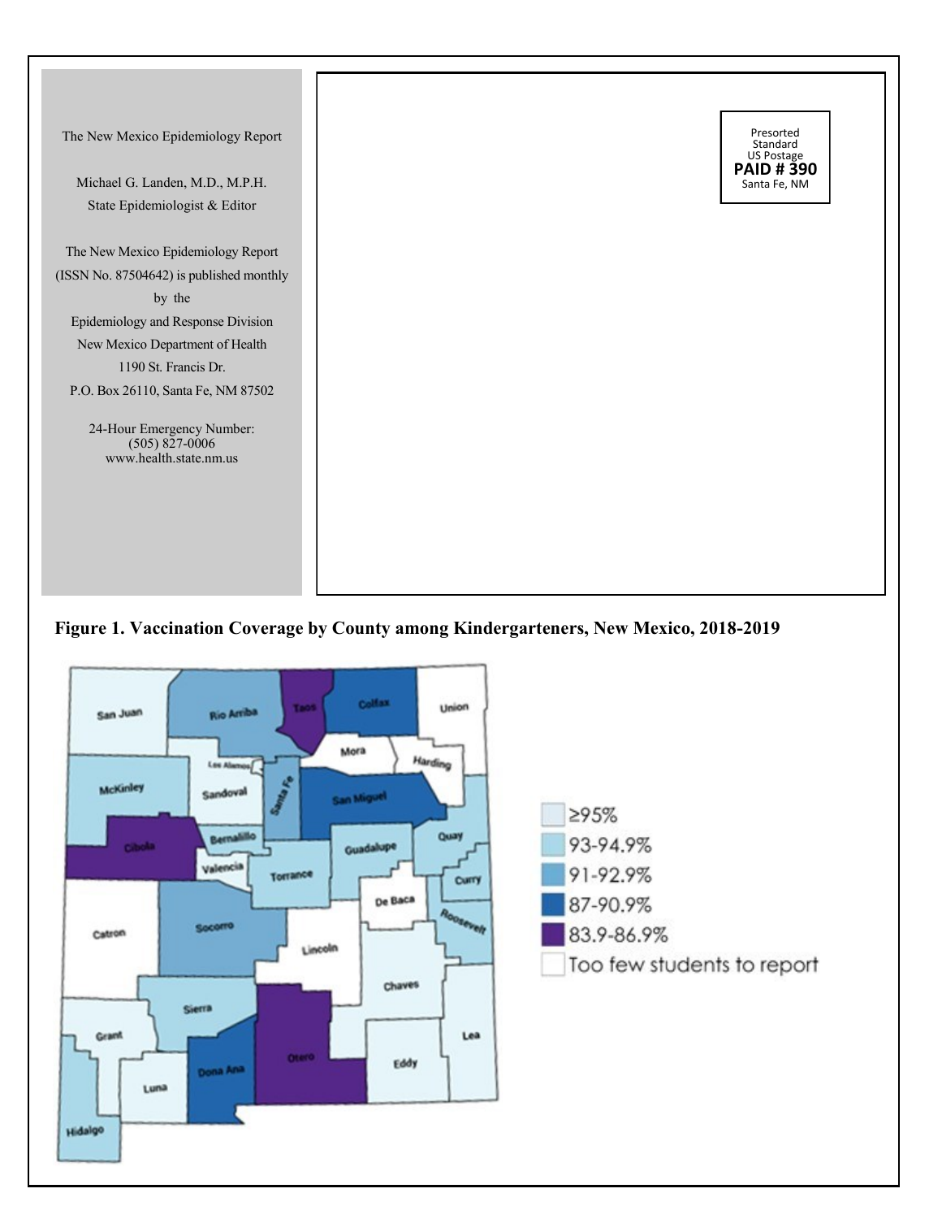The New Mexico Epidemiology Report

Michael G. Landen, M.D., M.P.H.
State Epidemiologist & Editor

The New Mexico Epidemiology Report (ISSN No. 87504642) is published monthly by the
Epidemiology and Response Division
New Mexico Department of Health
1190 St. Francis Dr.
P.O. Box 26110, Santa Fe, NM 87502

24-Hour Emergency Number:
(505) 827-0006
www.health.state.nm.us

Presorted
Standard
US Postage
**PAID # 390**
Santa Fe, NM

**Figure 1. Vaccination Coverage by County among Kindergarteners, New Mexico, 2018-2019**

San Juan
Rio Arriba
Taos
Colfax
Union
Mora
Harding
Los Alamos
Sandoval
Santa Fe
San Miguel
McKinley
Cibola
Bernalillo
Valencia
Torrance
Guadalupe
Quay
Curry
De Baca
Roosevelt
Catron
Socorro
Lincoln
Chaves
Sierra
Grant
Dona Ana
Otero
Eddy
Lea
Luna
Hidalgo

≥95%
93-94.9%
91-92.9%
87-90.9%
83.9-86.9%
Too few students to report